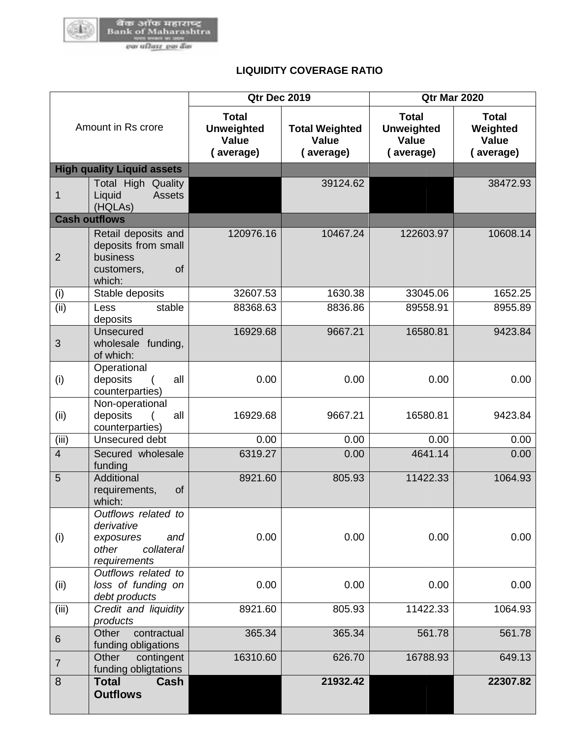# LIQUIDITY COVERAGE RATIO

| Amount in Rs crore | | Qtr Dec 2019 | | Qtr Mar 2020 | |
|---|---|---|---|---|---|
| | | Total Unweighted Value ( average) | Total Weighted Value ( average) | Total Unweighted Value ( average) | Total Weighted Value ( average) |
| **High quality Liquid assets** | | | | | |
| 1 | Total High Quality Liquid Assets (HQLAs) | | 39124.62 | | 38472.93 |
| **Cash outflows** | | | | | |
| 2 | Retail deposits and deposits from small business customers, of which: | 120976.16 | 10467.24 | 122603.97 | 10608.14 |
| (i) | Stable deposits | 32607.53 | 1630.38 | 33045.06 | 1652.25 |
| (ii) | Less stable deposits | 88368.63 | 8836.86 | 89558.91 | 8955.89 |
| 3 | Unsecured wholesale funding, of which: | 16929.68 | 9667.21 | 16580.81 | 9423.84 |
| (i) | Operational deposits ( all counterparties) | 0.00 | 0.00 | 0.00 | 0.00 |
| (ii) | Non-operational deposits ( all counterparties) | 16929.68 | 9667.21 | 16580.81 | 9423.84 |
| (iii) | Unsecured debt | 0.00 | 0.00 | 0.00 | 0.00 |
| 4 | Secured wholesale funding | 6319.27 | 0.00 | 4641.14 | 0.00 |
| 5 | Additional requirements, of which: | 8921.60 | 805.93 | 11422.33 | 1064.93 |
| (i) | *Outflows related to derivative exposures and other collateral requirements* | 0.00 | 0.00 | 0.00 | 0.00 |
| (ii) | *Outflows related to loss of funding on debt products* | 0.00 | 0.00 | 0.00 | 0.00 |
| (iii) | *Credit and liquidity products* | 8921.60 | 805.93 | 11422.33 | 1064.93 |
| 6 | Other contractual funding obligations | 365.34 | 365.34 | 561.78 | 561.78 |
| 7 | Other contingent funding obligtations | 16310.60 | 626.70 | 16788.93 | 649.13 |
| 8 | **Total Cash Outflows** | | **21932.42** | | **22307.82** |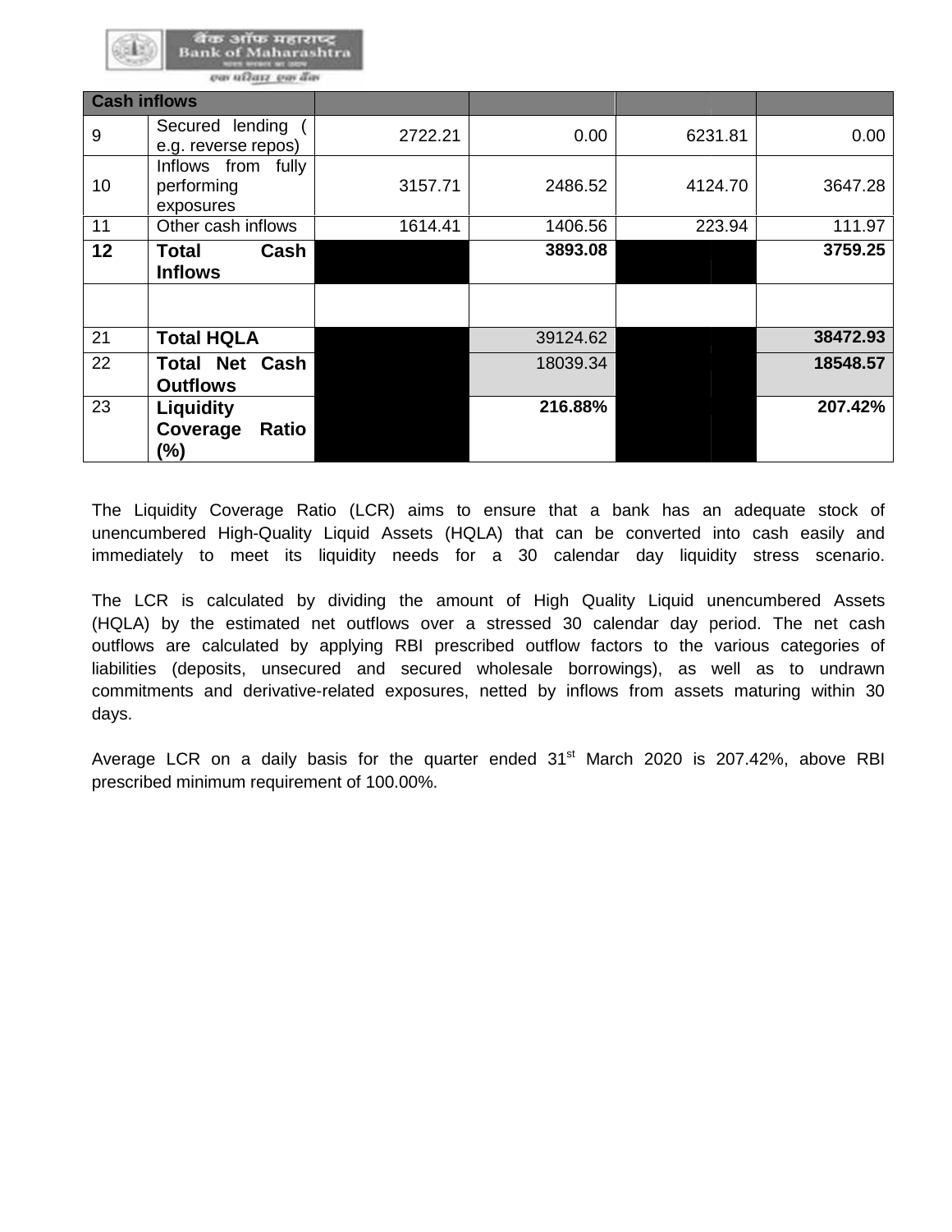| Cash inflows | | | | | |
|---|---|---|---|---|---|
| 9 | Secured lending ( e.g. reverse repos) | 2722.21 | 0.00 | 6231.81 | 0.00 |
| 10 | Inflows from fully performing exposures | 3157.71 | 2486.52 | 4124.70 | 3647.28 |
| 11 | Other cash inflows | 1614.41 | 1406.56 | 223.94 | 111.97 |
| **12** | **Total Cash Inflows** | | **3893.08** | | **3759.25** |
| | | | | | |
| 21 | **Total HQLA** | | 39124.62 | | **38472.93** |
| 22 | **Total Net Cash Outflows** | | 18039.34 | | **18548.57** |
| 23 | **Liquidity Coverage Ratio (%)** | | **216.88%** | | **207.42%** |

The Liquidity Coverage Ratio (LCR) aims to ensure that a bank has an adequate stock of unencumbered High-Quality Liquid Assets (HQLA) that can be converted into cash easily and immediately to meet its liquidity needs for a 30 calendar day liquidity stress scenario.

The LCR is calculated by dividing the amount of High Quality Liquid unencumbered Assets (HQLA) by the estimated net outflows over a stressed 30 calendar day period. The net cash outflows are calculated by applying RBI prescribed outflow factors to the various categories of liabilities (deposits, unsecured and secured wholesale borrowings), as well as to undrawn commitments and derivative-related exposures, netted by inflows from assets maturing within 30 days.

Average LCR on a daily basis for the quarter ended 31st March 2020 is 207.42%, above RBI prescribed minimum requirement of 100.00%.